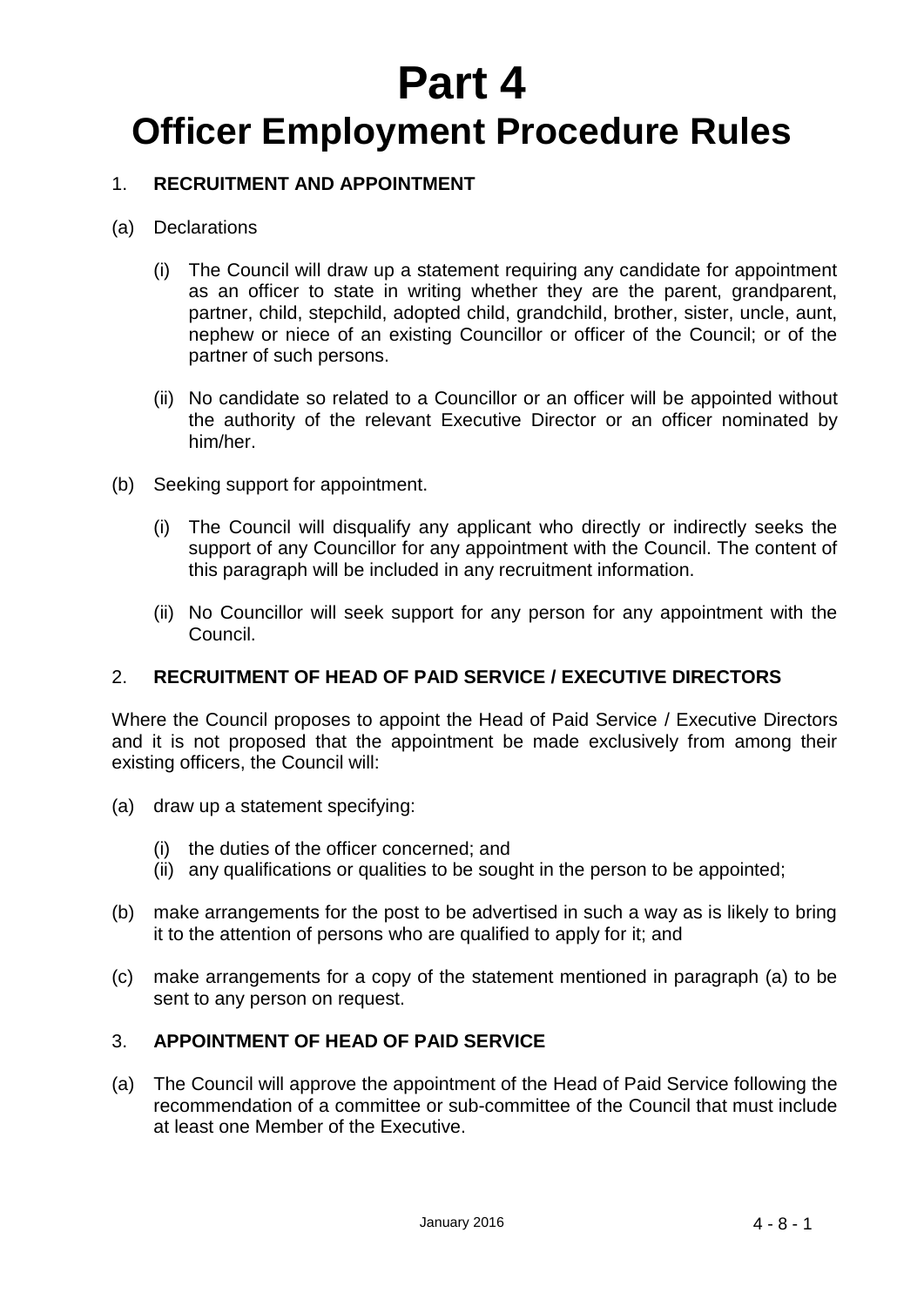# Part 4

# Officer Employment Procedure Rules

## 1. RECRUITMENT AND APPOINTMENT

(a) Declarations

(i) The Council will draw up a statement requiring any candidate for appointment as an officer to state in writing whether they are the parent, grandparent, partner, child, stepchild, adopted child, grandchild, brother, sister, uncle, aunt, nephew or niece of an existing Councillor or officer of the Council; or of the partner of such persons.

(ii) No candidate so related to a Councillor or an officer will be appointed without the authority of the relevant Executive Director or an officer nominated by him/her.

(b) Seeking support for appointment.

(i) The Council will disqualify any applicant who directly or indirectly seeks the support of any Councillor for any appointment with the Council. The content of this paragraph will be included in any recruitment information.

(ii) No Councillor will seek support for any person for any appointment with the Council.

## 2. RECRUITMENT OF HEAD OF PAID SERVICE / EXECUTIVE DIRECTORS

Where the Council proposes to appoint the Head of Paid Service / Executive Directors and it is not proposed that the appointment be made exclusively from among their existing officers, the Council will:

(a) draw up a statement specifying:

(i) the duties of the officer concerned; and
(ii) any qualifications or qualities to be sought in the person to be appointed;

(b) make arrangements for the post to be advertised in such a way as is likely to bring it to the attention of persons who are qualified to apply for it; and

(c) make arrangements for a copy of the statement mentioned in paragraph (a) to be sent to any person on request.

## 3. APPOINTMENT OF HEAD OF PAID SERVICE

(a) The Council will approve the appointment of the Head of Paid Service following the recommendation of a committee or sub-committee of the Council that must include at least one Member of the Executive.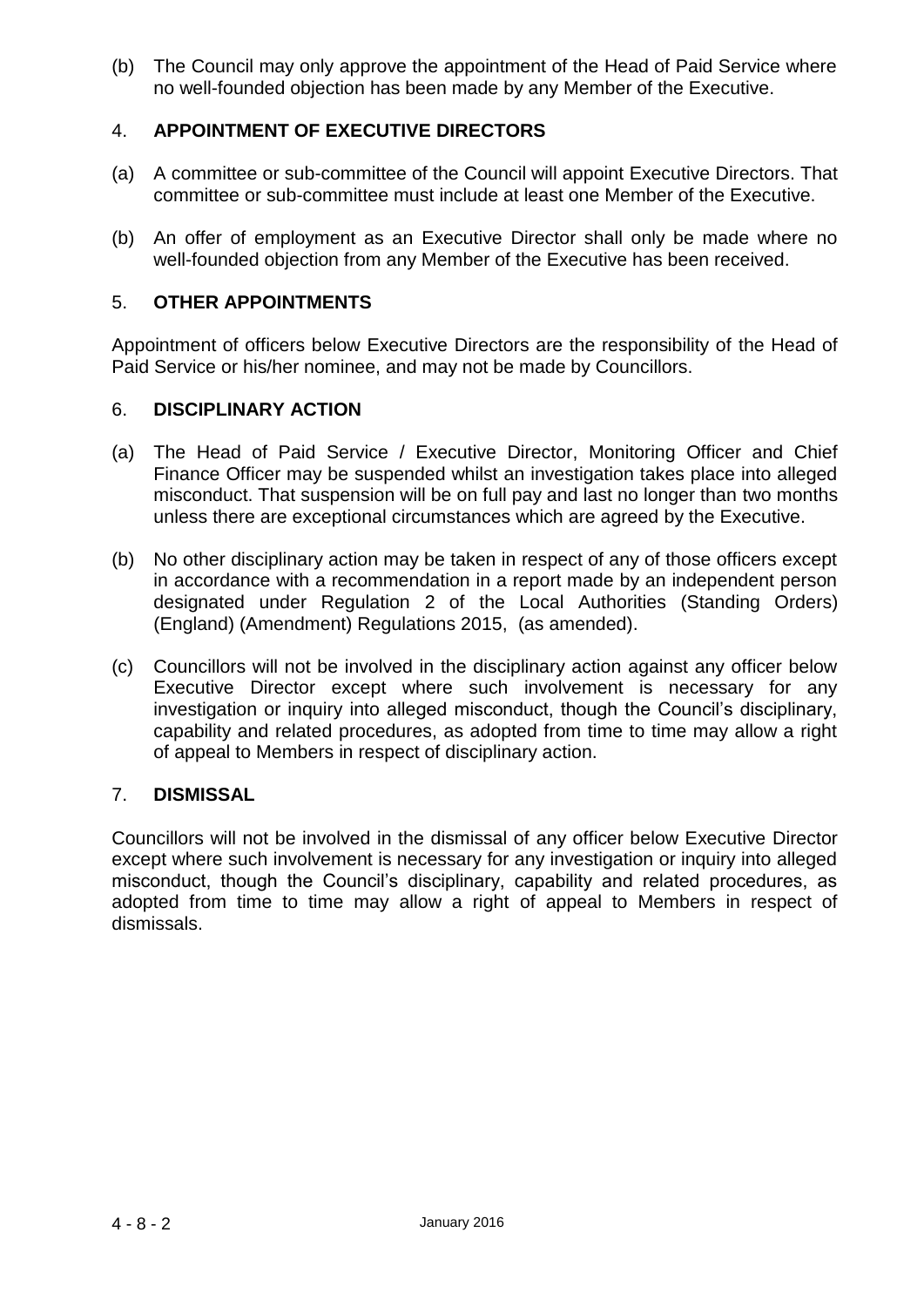(b) The Council may only approve the appointment of the Head of Paid Service where no well-founded objection has been made by any Member of the Executive.

## 4. APPOINTMENT OF EXECUTIVE DIRECTORS

(a) A committee or sub-committee of the Council will appoint Executive Directors. That committee or sub-committee must include at least one Member of the Executive.

(b) An offer of employment as an Executive Director shall only be made where no well-founded objection from any Member of the Executive has been received.

## 5. OTHER APPOINTMENTS

Appointment of officers below Executive Directors are the responsibility of the Head of Paid Service or his/her nominee, and may not be made by Councillors.

## 6. DISCIPLINARY ACTION

(a) The Head of Paid Service / Executive Director, Monitoring Officer and Chief Finance Officer may be suspended whilst an investigation takes place into alleged misconduct. That suspension will be on full pay and last no longer than two months unless there are exceptional circumstances which are agreed by the Executive.

(b) No other disciplinary action may be taken in respect of any of those officers except in accordance with a recommendation in a report made by an independent person designated under Regulation 2 of the Local Authorities (Standing Orders) (England) (Amendment) Regulations 2015, (as amended).

(c) Councillors will not be involved in the disciplinary action against any officer below Executive Director except where such involvement is necessary for any investigation or inquiry into alleged misconduct, though the Council's disciplinary, capability and related procedures, as adopted from time to time may allow a right of appeal to Members in respect of disciplinary action.

## 7. DISMISSAL

Councillors will not be involved in the dismissal of any officer below Executive Director except where such involvement is necessary for any investigation or inquiry into alleged misconduct, though the Council's disciplinary, capability and related procedures, as adopted from time to time may allow a right of appeal to Members in respect of dismissals.